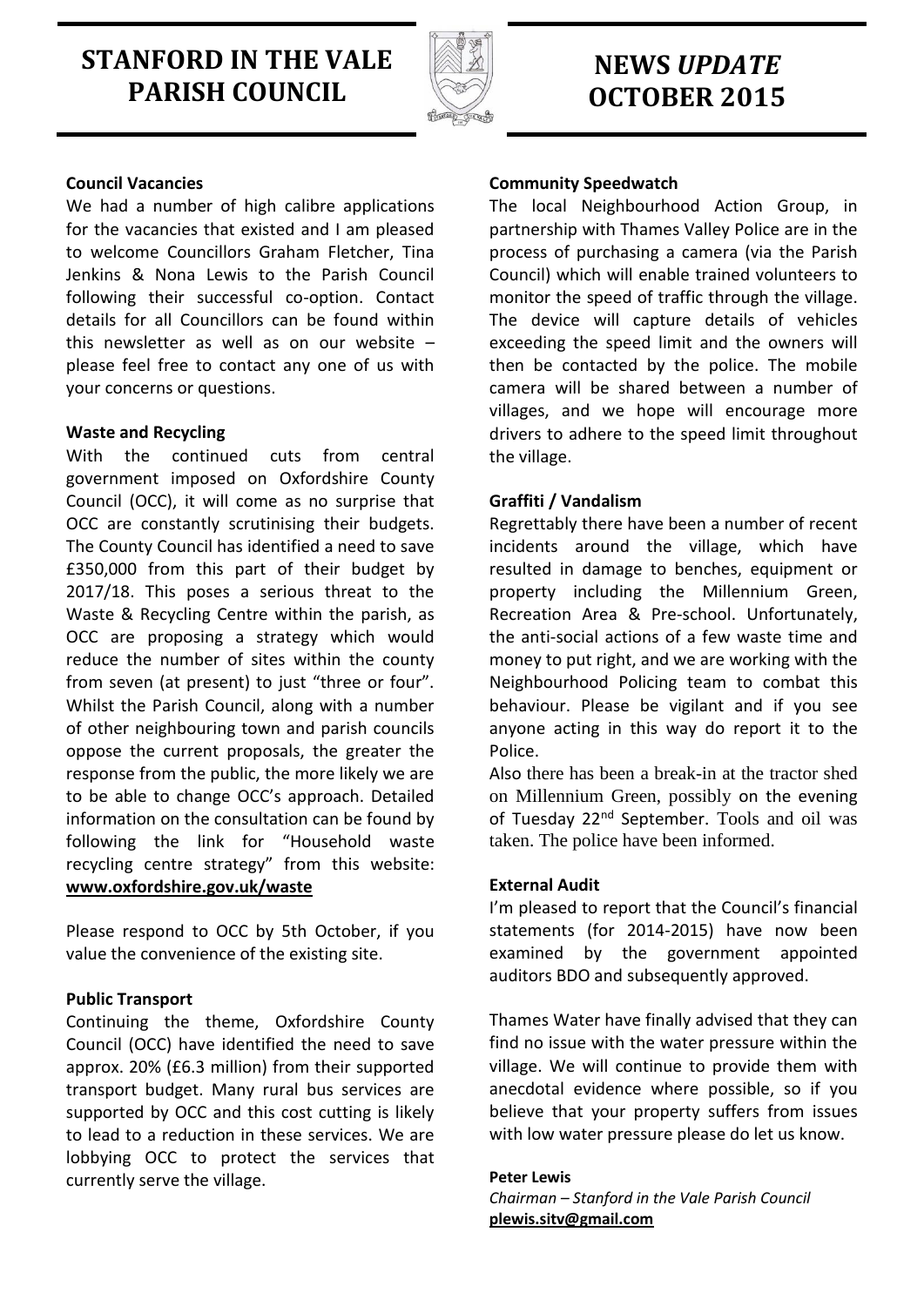# STANFORD IN THE VALE PARISH COUNCIL

# NEWS *UPDATE* OCTOBER 2015

**Council Vacancies**

We had a number of high calibre applications for the vacancies that existed and I am pleased to welcome Councillors Graham Fletcher, Tina Jenkins & Nona Lewis to the Parish Council following their successful co-option. Contact details for all Councillors can be found within this newsletter as well as on our website – please feel free to contact any one of us with your concerns or questions.

**Waste and Recycling**

With the continued cuts from central government imposed on Oxfordshire County Council (OCC), it will come as no surprise that OCC are constantly scrutinising their budgets. The County Council has identified a need to save £350,000 from this part of their budget by 2017/18. This poses a serious threat to the Waste & Recycling Centre within the parish, as OCC are proposing a strategy which would reduce the number of sites within the county from seven (at present) to just "three or four". Whilst the Parish Council, along with a number of other neighbouring town and parish councils oppose the current proposals, the greater the response from the public, the more likely we are to be able to change OCC's approach. Detailed information on the consultation can be found by following the link for "Household waste recycling centre strategy" from this website: **www.oxfordshire.gov.uk/waste**

Please respond to OCC by 5th October, if you value the convenience of the existing site.

**Public Transport**

Continuing the theme, Oxfordshire County Council (OCC) have identified the need to save approx. 20% (£6.3 million) from their supported transport budget. Many rural bus services are supported by OCC and this cost cutting is likely to lead to a reduction in these services. We are lobbying OCC to protect the services that currently serve the village.

**Community Speedwatch**

The local Neighbourhood Action Group, in partnership with Thames Valley Police are in the process of purchasing a camera (via the Parish Council) which will enable trained volunteers to monitor the speed of traffic through the village. The device will capture details of vehicles exceeding the speed limit and the owners will then be contacted by the police. The mobile camera will be shared between a number of villages, and we hope will encourage more drivers to adhere to the speed limit throughout the village.

**Graffiti / Vandalism**

Regrettably there have been a number of recent incidents around the village, which have resulted in damage to benches, equipment or property including the Millennium Green, Recreation Area & Pre-school. Unfortunately, the anti-social actions of a few waste time and money to put right, and we are working with the Neighbourhood Policing team to combat this behaviour. Please be vigilant and if you see anyone acting in this way do report it to the Police.

Also there has been a break-in at the tractor shed on Millennium Green, possibly on the evening of Tuesday 22nd September. Tools and oil was taken. The police have been informed.

**External Audit**

I'm pleased to report that the Council's financial statements (for 2014-2015) have now been examined by the government appointed auditors BDO and subsequently approved.

Thames Water have finally advised that they can find no issue with the water pressure within the village. We will continue to provide them with anecdotal evidence where possible, so if you believe that your property suffers from issues with low water pressure please do let us know.

**Peter Lewis**

*Chairman – Stanford in the Vale Parish Council*

**plewis.sitv@gmail.com**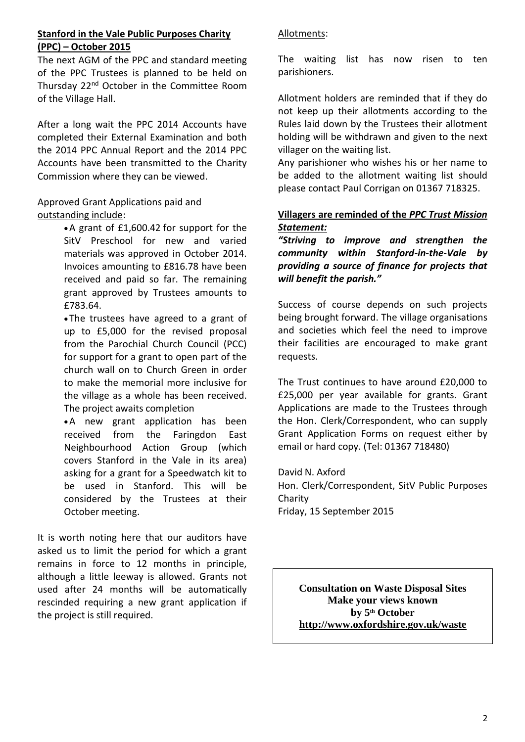## Stanford in the Vale Public Purposes Charity (PPC) – October 2015

The next AGM of the PPC and standard meeting of the PPC Trustees is planned to be held on Thursday 22nd October in the Committee Room of the Village Hall.

After a long wait the PPC 2014 Accounts have completed their External Examination and both the 2014 PPC Annual Report and the 2014 PPC Accounts have been transmitted to the Charity Commission where they can be viewed.

Approved Grant Applications paid and outstanding include:

- A grant of £1,600.42 for support for the SitV Preschool for new and varied materials was approved in October 2014. Invoices amounting to £816.78 have been received and paid so far. The remaining grant approved by Trustees amounts to £783.64.
- The trustees have agreed to a grant of up to £5,000 for the revised proposal from the Parochial Church Council (PCC) for support for a grant to open part of the church wall on to Church Green in order to make the memorial more inclusive for the village as a whole has been received. The project awaits completion
- A new grant application has been received from the Faringdon East Neighbourhood Action Group (which covers Stanford in the Vale in its area) asking for a grant for a Speedwatch kit to be used in Stanford. This will be considered by the Trustees at their October meeting.

It is worth noting here that our auditors have asked us to limit the period for which a grant remains in force to 12 months in principle, although a little leeway is allowed. Grants not used after 24 months will be automatically rescinded requiring a new grant application if the project is still required.

Allotments:

The waiting list has now risen to ten parishioners.

Allotment holders are reminded that if they do not keep up their allotments according to the Rules laid down by the Trustees their allotment holding will be withdrawn and given to the next villager on the waiting list.

Any parishioner who wishes his or her name to be added to the allotment waiting list should please contact Paul Corrigan on 01367 718325.

**Villagers are reminded of the *PPC Trust Mission Statement:***

***"Striving to improve and strengthen the community within Stanford-in-the-Vale by providing a source of finance for projects that will benefit the parish."***

Success of course depends on such projects being brought forward. The village organisations and societies which feel the need to improve their facilities are encouraged to make grant requests.

The Trust continues to have around £20,000 to £25,000 per year available for grants. Grant Applications are made to the Trustees through the Hon. Clerk/Correspondent, who can supply Grant Application Forms on request either by email or hard copy. (Tel: 01367 718480)

David N. Axford
Hon. Clerk/Correspondent, SitV Public Purposes Charity
Friday, 15 September 2015

**Consultation on Waste Disposal Sites**
**Make your views known**
**by 5th October**
**http://www.oxfordshire.gov.uk/waste**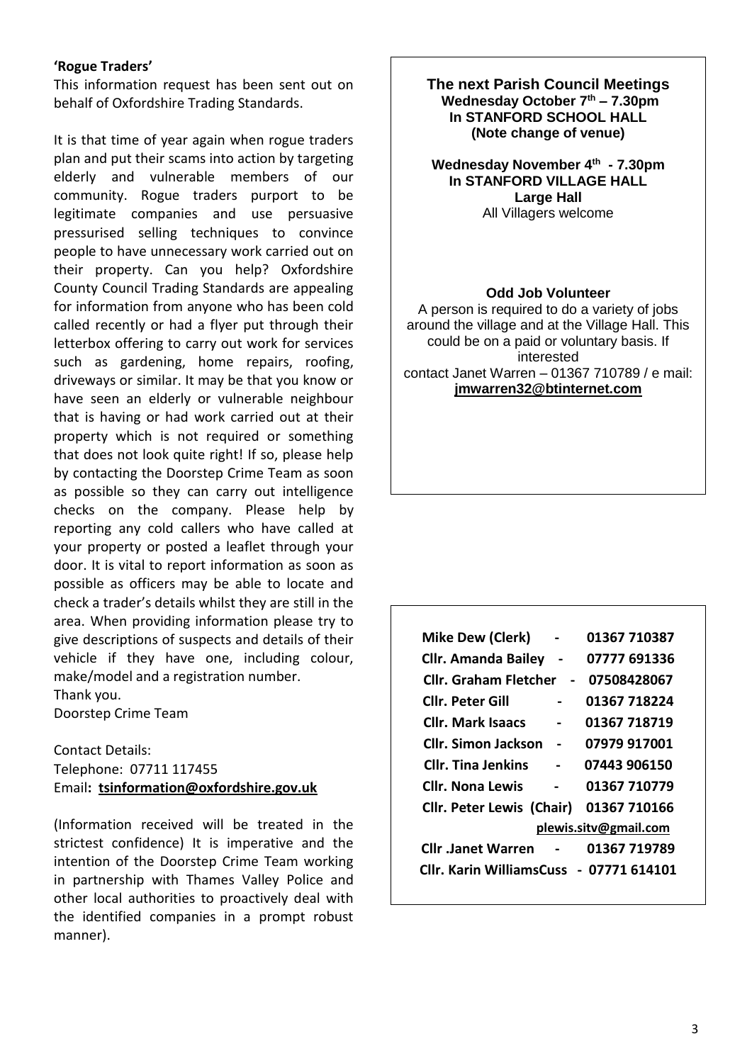### 'Rogue Traders'

This information request has been sent out on behalf of Oxfordshire Trading Standards.

It is that time of year again when rogue traders plan and put their scams into action by targeting elderly and vulnerable members of our community. Rogue traders purport to be legitimate companies and use persuasive pressurised selling techniques to convince people to have unnecessary work carried out on their property. Can you help? Oxfordshire County Council Trading Standards are appealing for information from anyone who has been cold called recently or had a flyer put through their letterbox offering to carry out work for services such as gardening, home repairs, roofing, driveways or similar. It may be that you know or have seen an elderly or vulnerable neighbour that is having or had work carried out at their property which is not required or something that does not look quite right! If so, please help by contacting the Doorstep Crime Team as soon as possible so they can carry out intelligence checks on the company. Please help by reporting any cold callers who have called at your property or posted a leaflet through your door. It is vital to report information as soon as possible as officers may be able to locate and check a trader's details whilst they are still in the area. When providing information please try to give descriptions of suspects and details of their vehicle if they have one, including colour, make/model and a registration number.

Thank you.

Doorstep Crime Team

Contact Details:
Telephone: 07711 117455
Email**: tsinformation@oxfordshire.gov.uk**

(Information received will be treated in the strictest confidence) It is imperative and the intention of the Doorstep Crime Team working in partnership with Thames Valley Police and other local authorities to proactively deal with the identified companies in a prompt robust manner).

**The next Parish Council Meetings**
**Wednesday October 7th – 7.30pm**
**In STANFORD SCHOOL HALL**
**(Note change of venue)**

**Wednesday November 4th - 7.30pm**
**In STANFORD VILLAGE HALL**
**Large Hall**
All Villagers welcome

**Odd Job Volunteer**

A person is required to do a variety of jobs around the village and at the Village Hall. This could be on a paid or voluntary basis. If interested contact Janet Warren – 01367 710789 / e mail: **jmwarren32@btinternet.com**

| | |
|---|---|
| **Mike Dew (Clerk) -** | **01367 710387** |
| **Cllr. Amanda Bailey -** | **07777 691336** |
| **Cllr. Graham Fletcher -** | **07508428067** |
| **Cllr. Peter Gill -** | **01367 718224** |
| **Cllr. Mark Isaacs -** | **01367 718719** |
| **Cllr. Simon Jackson -** | **07979 917001** |
| **Cllr. Tina Jenkins -** | **07443 906150** |
| **Cllr. Nona Lewis -** | **01367 710779** |
| **Cllr. Peter Lewis (Chair)** | **01367 710166** |
| | **plewis.sitv@gmail.com** |
| **Cllr .Janet Warren -** | **01367 719789** |
| **Cllr. Karin WilliamsCuss -** | **07771 614101** |